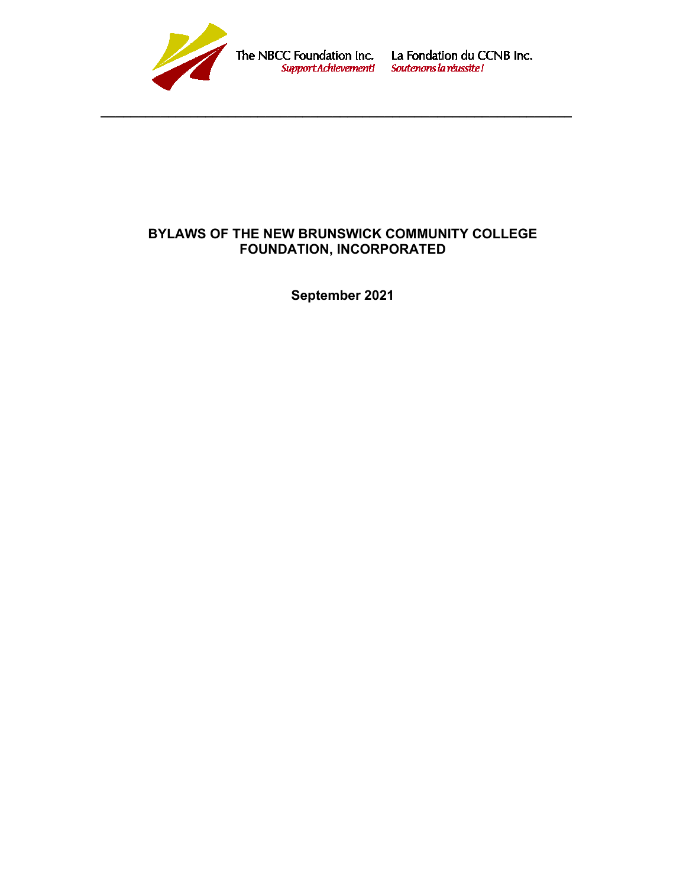The NBCC Foundation Inc. La Fondation du CCNB Inc.
*Support Achievement! Soutenons la réussite !*

---

# BYLAWS OF THE NEW BRUNSWICK COMMUNITY COLLEGE FOUNDATION, INCORPORATED

**September 2021**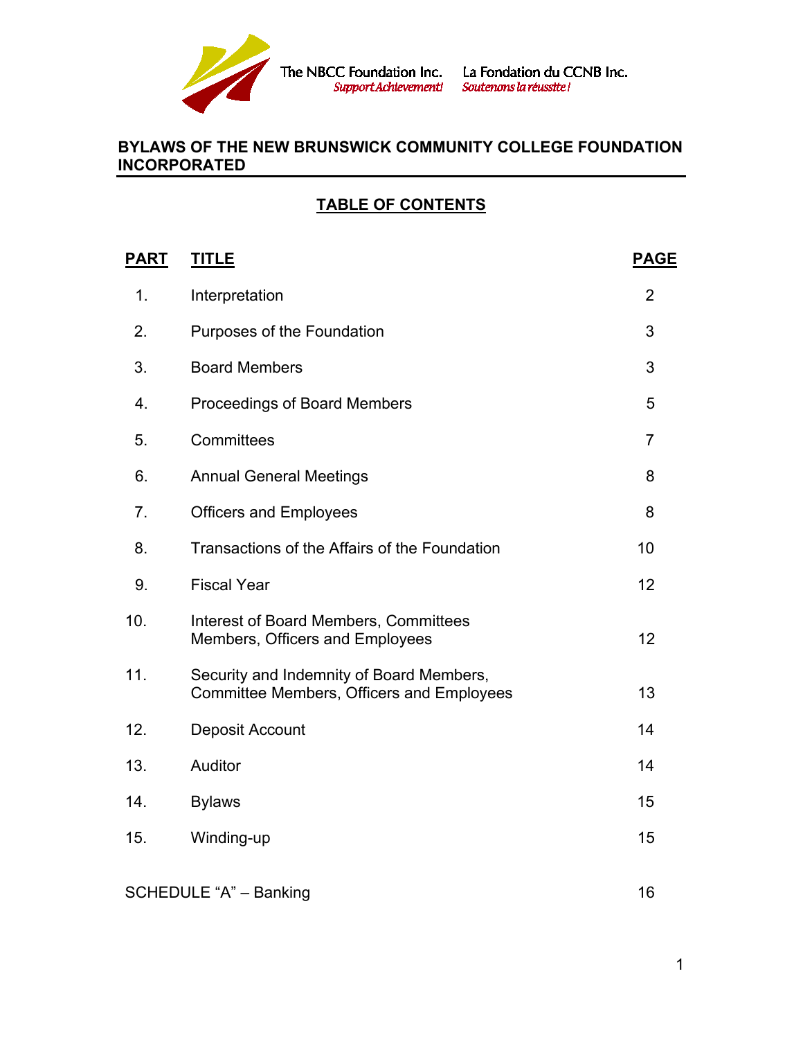The NBCC Foundation Inc. *Support Achievement!* La Fondation du CCNB Inc. *Soutenons la réussite !*

## BYLAWS OF THE NEW BRUNSWICK COMMUNITY COLLEGE FOUNDATION INCORPORATED

### TABLE OF CONTENTS

| PART | TITLE | PAGE |
|---|---|---|
| 1. | Interpretation | 2 |
| 2. | Purposes of the Foundation | 3 |
| 3. | Board Members | 3 |
| 4. | Proceedings of Board Members | 5 |
| 5. | Committees | 7 |
| 6. | Annual General Meetings | 8 |
| 7. | Officers and Employees | 8 |
| 8. | Transactions of the Affairs of the Foundation | 10 |
| 9. | Fiscal Year | 12 |
| 10. | Interest of Board Members, Committees Members, Officers and Employees | 12 |
| 11. | Security and Indemnity of Board Members, Committee Members, Officers and Employees | 13 |
| 12. | Deposit Account | 14 |
| 13. | Auditor | 14 |
| 14. | Bylaws | 15 |
| 15. | Winding-up | 15 |
| SCHEDULE "A" – Banking | | 16 |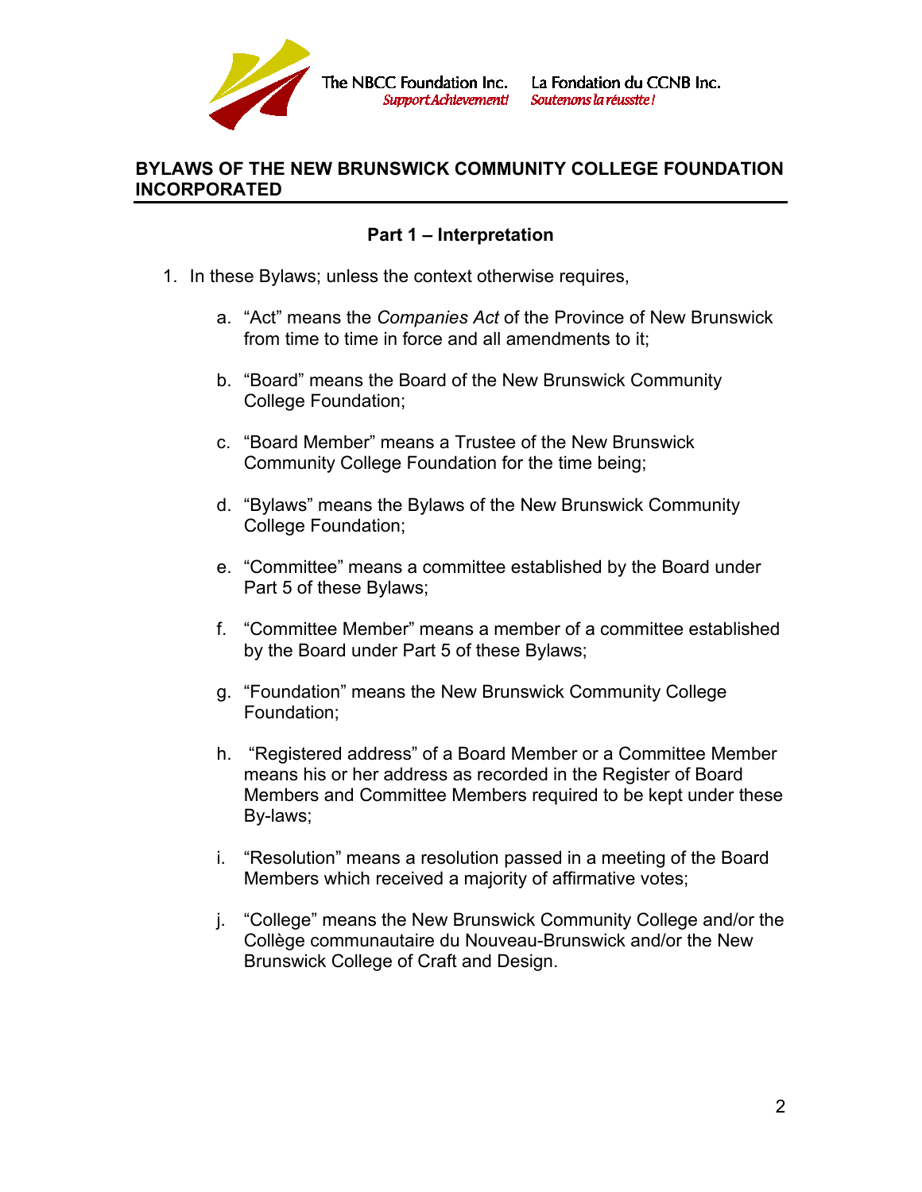The NBCC Foundation Inc. *Support Achievement!* La Fondation du CCNB Inc. *Soutenons la réussite !*

## BYLAWS OF THE NEW BRUNSWICK COMMUNITY COLLEGE FOUNDATION INCORPORATED

### Part 1 – Interpretation

1. In these Bylaws; unless the context otherwise requires,

   a. “Act” means the *Companies Act* of the Province of New Brunswick from time to time in force and all amendments to it;

   b. “Board” means the Board of the New Brunswick Community College Foundation;

   c. “Board Member” means a Trustee of the New Brunswick Community College Foundation for the time being;

   d. “Bylaws” means the Bylaws of the New Brunswick Community College Foundation;

   e. “Committee” means a committee established by the Board under Part 5 of these Bylaws;

   f. “Committee Member” means a member of a committee established by the Board under Part 5 of these Bylaws;

   g. “Foundation” means the New Brunswick Community College Foundation;

   h. “Registered address” of a Board Member or a Committee Member means his or her address as recorded in the Register of Board Members and Committee Members required to be kept under these By-laws;

   i. “Resolution” means a resolution passed in a meeting of the Board Members which received a majority of affirmative votes;

   j. “College” means the New Brunswick Community College and/or the Collège communautaire du Nouveau-Brunswick and/or the New Brunswick College of Craft and Design.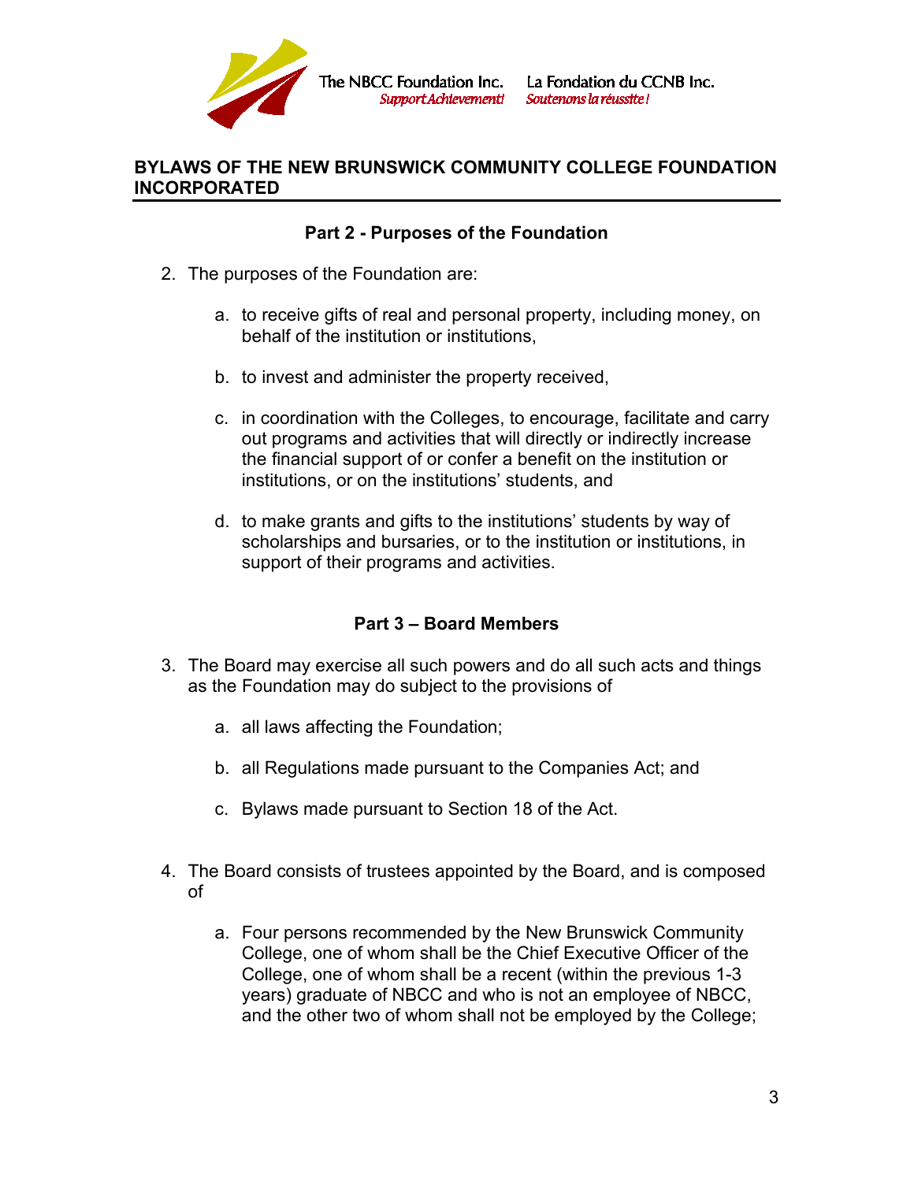## BYLAWS OF THE NEW BRUNSWICK COMMUNITY COLLEGE FOUNDATION INCORPORATED

### Part 2 - Purposes of the Foundation

2. The purposes of the Foundation are:

   a. to receive gifts of real and personal property, including money, on behalf of the institution or institutions,

   b. to invest and administer the property received,

   c. in coordination with the Colleges, to encourage, facilitate and carry out programs and activities that will directly or indirectly increase the financial support of or confer a benefit on the institution or institutions, or on the institutions' students, and

   d. to make grants and gifts to the institutions' students by way of scholarships and bursaries, or to the institution or institutions, in support of their programs and activities.

### Part 3 – Board Members

3. The Board may exercise all such powers and do all such acts and things as the Foundation may do subject to the provisions of

   a. all laws affecting the Foundation;

   b. all Regulations made pursuant to the Companies Act; and

   c. Bylaws made pursuant to Section 18 of the Act.

4. The Board consists of trustees appointed by the Board, and is composed of

   a. Four persons recommended by the New Brunswick Community College, one of whom shall be the Chief Executive Officer of the College, one of whom shall be a recent (within the previous 1-3 years) graduate of NBCC and who is not an employee of NBCC, and the other two of whom shall not be employed by the College;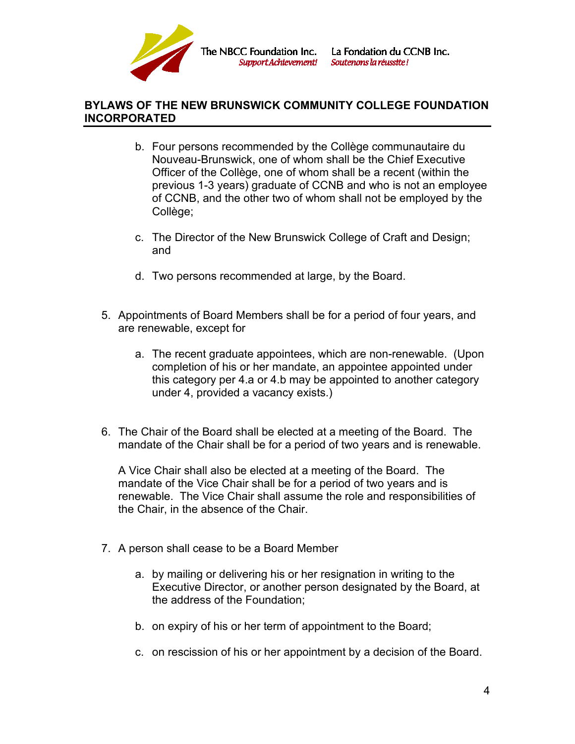b. Four persons recommended by the Collège communautaire du Nouveau-Brunswick, one of whom shall be the Chief Executive Officer of the Collège, one of whom shall be a recent (within the previous 1-3 years) graduate of CCNB and who is not an employee of CCNB, and the other two of whom shall not be employed by the Collège;

c. The Director of the New Brunswick College of Craft and Design; and

d. Two persons recommended at large, by the Board.

5. Appointments of Board Members shall be for a period of four years, and are renewable, except for

   a. The recent graduate appointees, which are non-renewable. (Upon completion of his or her mandate, an appointee appointed under this category per 4.a or 4.b may be appointed to another category under 4, provided a vacancy exists.)

6. The Chair of the Board shall be elected at a meeting of the Board. The mandate of the Chair shall be for a period of two years and is renewable.

   A Vice Chair shall also be elected at a meeting of the Board. The mandate of the Vice Chair shall be for a period of two years and is renewable. The Vice Chair shall assume the role and responsibilities of the Chair, in the absence of the Chair.

7. A person shall cease to be a Board Member

   a. by mailing or delivering his or her resignation in writing to the Executive Director, or another person designated by the Board, at the address of the Foundation;

   b. on expiry of his or her term of appointment to the Board;

   c. on rescission of his or her appointment by a decision of the Board.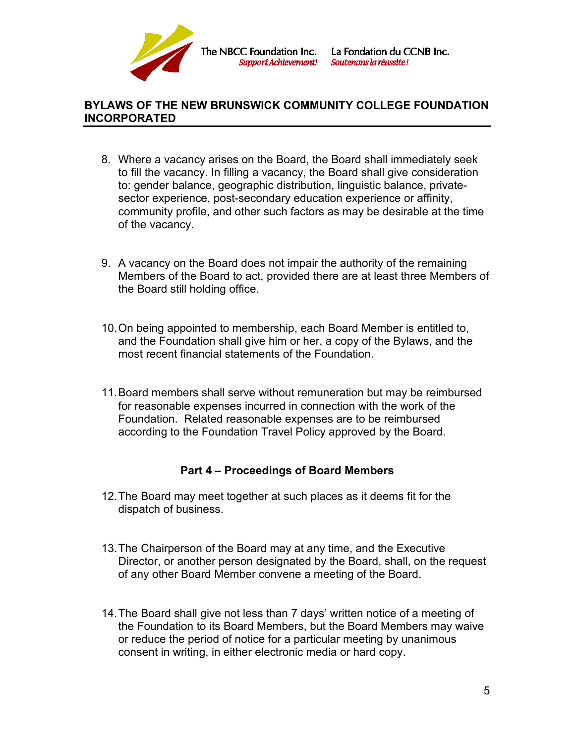8. Where a vacancy arises on the Board, the Board shall immediately seek to fill the vacancy. In filling a vacancy, the Board shall give consideration to: gender balance, geographic distribution, linguistic balance, private-sector experience, post-secondary education experience or affinity, community profile, and other such factors as may be desirable at the time of the vacancy.

9. A vacancy on the Board does not impair the authority of the remaining Members of the Board to act, provided there are at least three Members of the Board still holding office.

10. On being appointed to membership, each Board Member is entitled to, and the Foundation shall give him or her, a copy of the Bylaws, and the most recent financial statements of the Foundation.

11. Board members shall serve without remuneration but may be reimbursed for reasonable expenses incurred in connection with the work of the Foundation. Related reasonable expenses are to be reimbursed according to the Foundation Travel Policy approved by the Board.

### Part 4 – Proceedings of Board Members

12. The Board may meet together at such places as it deems fit for the dispatch of business.

13. The Chairperson of the Board may at any time, and the Executive Director, or another person designated by the Board, shall, on the request of any other Board Member convene a meeting of the Board.

14. The Board shall give not less than 7 days' written notice of a meeting of the Foundation to its Board Members, but the Board Members may waive or reduce the period of notice for a particular meeting by unanimous consent in writing, in either electronic media or hard copy.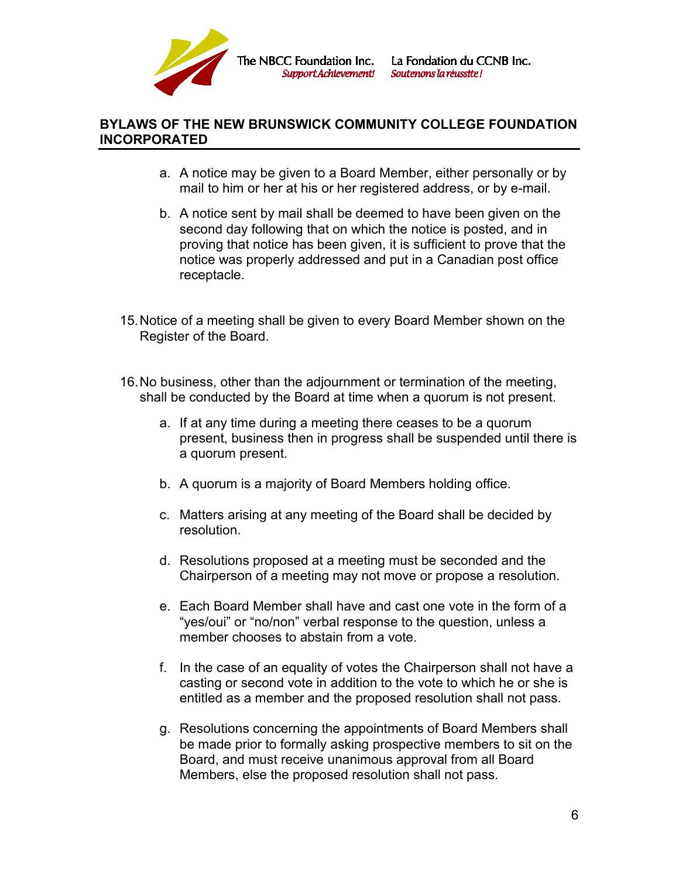a. A notice may be given to a Board Member, either personally or by mail to him or her at his or her registered address, or by e-mail.

b. A notice sent by mail shall be deemed to have been given on the second day following that on which the notice is posted, and in proving that notice has been given, it is sufficient to prove that the notice was properly addressed and put in a Canadian post office receptacle.

15. Notice of a meeting shall be given to every Board Member shown on the Register of the Board.

16. No business, other than the adjournment or termination of the meeting, shall be conducted by the Board at time when a quorum is not present.

   a. If at any time during a meeting there ceases to be a quorum present, business then in progress shall be suspended until there is a quorum present.

   b. A quorum is a majority of Board Members holding office.

   c. Matters arising at any meeting of the Board shall be decided by resolution.

   d. Resolutions proposed at a meeting must be seconded and the Chairperson of a meeting may not move or propose a resolution.

   e. Each Board Member shall have and cast one vote in the form of a "yes/oui" or "no/non" verbal response to the question, unless a member chooses to abstain from a vote.

   f. In the case of an equality of votes the Chairperson shall not have a casting or second vote in addition to the vote to which he or she is entitled as a member and the proposed resolution shall not pass.

   g. Resolutions concerning the appointments of Board Members shall be made prior to formally asking prospective members to sit on the Board, and must receive unanimous approval from all Board Members, else the proposed resolution shall not pass.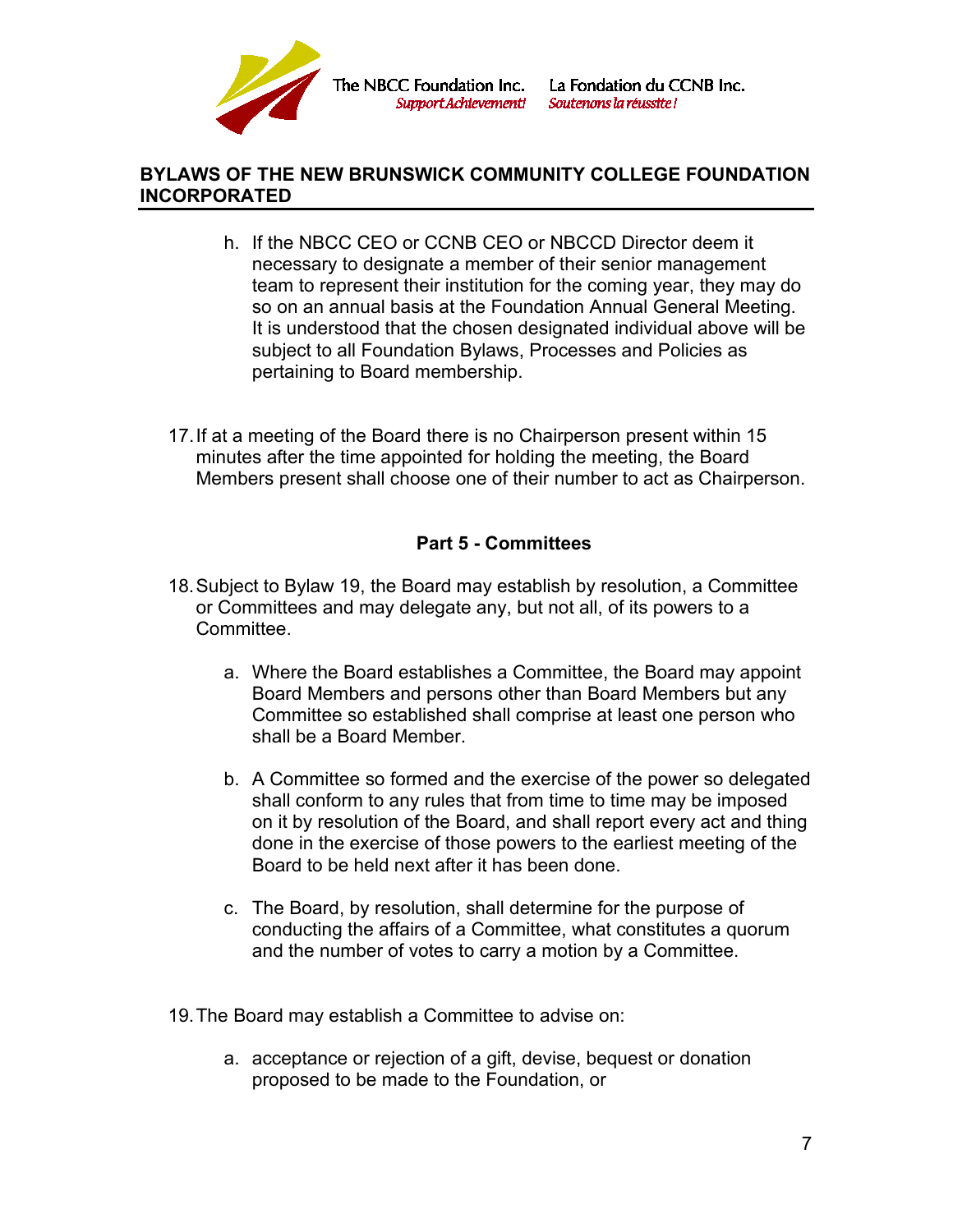h. If the NBCC CEO or CCNB CEO or NBCCD Director deem it necessary to designate a member of their senior management team to represent their institution for the coming year, they may do so on an annual basis at the Foundation Annual General Meeting. It is understood that the chosen designated individual above will be subject to all Foundation Bylaws, Processes and Policies as pertaining to Board membership.

17. If at a meeting of the Board there is no Chairperson present within 15 minutes after the time appointed for holding the meeting, the Board Members present shall choose one of their number to act as Chairperson.

## Part 5 - Committees

18. Subject to Bylaw 19, the Board may establish by resolution, a Committee or Committees and may delegate any, but not all, of its powers to a Committee.

    a. Where the Board establishes a Committee, the Board may appoint Board Members and persons other than Board Members but any Committee so established shall comprise at least one person who shall be a Board Member.

    b. A Committee so formed and the exercise of the power so delegated shall conform to any rules that from time to time may be imposed on it by resolution of the Board, and shall report every act and thing done in the exercise of those powers to the earliest meeting of the Board to be held next after it has been done.

    c. The Board, by resolution, shall determine for the purpose of conducting the affairs of a Committee, what constitutes a quorum and the number of votes to carry a motion by a Committee.

19. The Board may establish a Committee to advise on:

    a. acceptance or rejection of a gift, devise, bequest or donation proposed to be made to the Foundation, or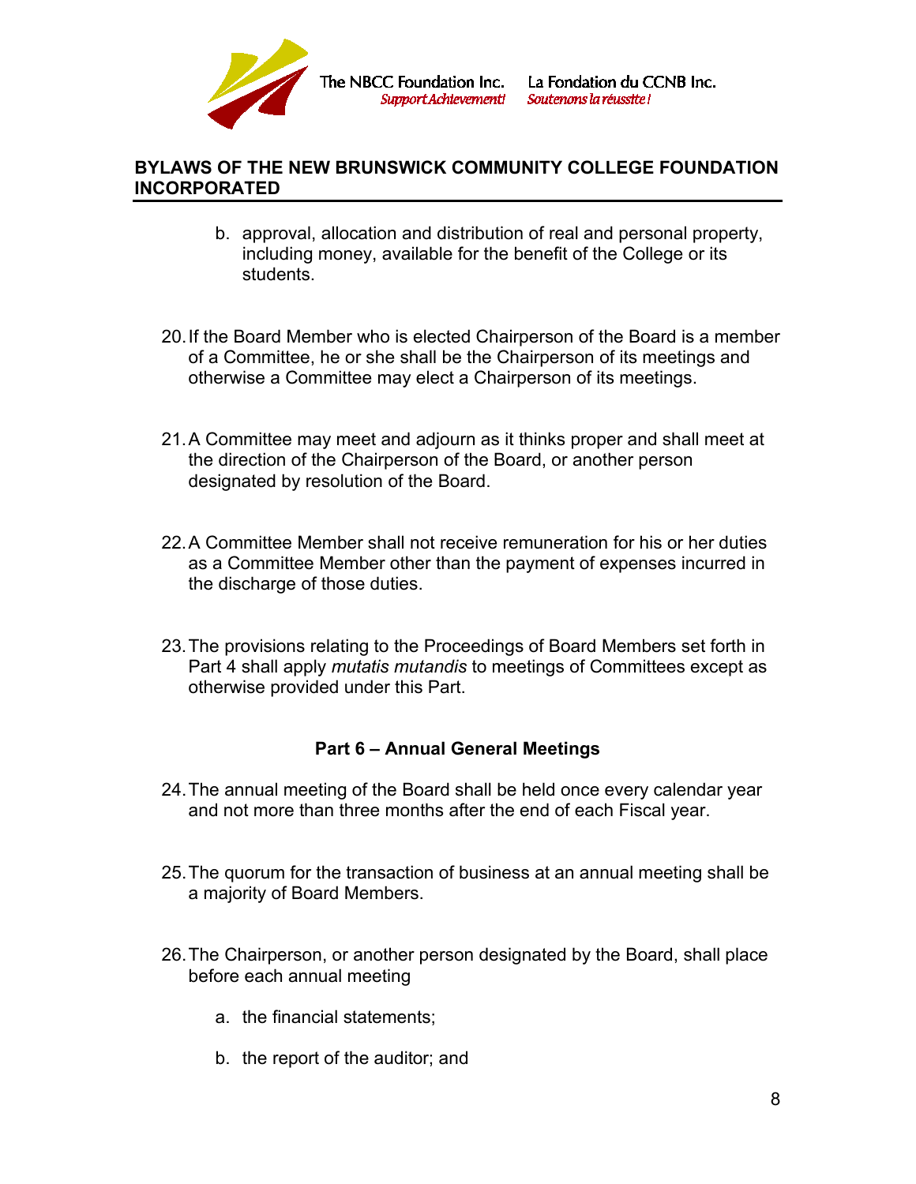b. approval, allocation and distribution of real and personal property, including money, available for the benefit of the College or its students.

20. If the Board Member who is elected Chairperson of the Board is a member of a Committee, he or she shall be the Chairperson of its meetings and otherwise a Committee may elect a Chairperson of its meetings.

21. A Committee may meet and adjourn as it thinks proper and shall meet at the direction of the Chairperson of the Board, or another person designated by resolution of the Board.

22. A Committee Member shall not receive remuneration for his or her duties as a Committee Member other than the payment of expenses incurred in the discharge of those duties.

23. The provisions relating to the Proceedings of Board Members set forth in Part 4 shall apply *mutatis mutandis* to meetings of Committees except as otherwise provided under this Part.

## Part 6 – Annual General Meetings

24. The annual meeting of the Board shall be held once every calendar year and not more than three months after the end of each Fiscal year.

25. The quorum for the transaction of business at an annual meeting shall be a majority of Board Members.

26. The Chairperson, or another person designated by the Board, shall place before each annual meeting

    a. the financial statements;

    b. the report of the auditor; and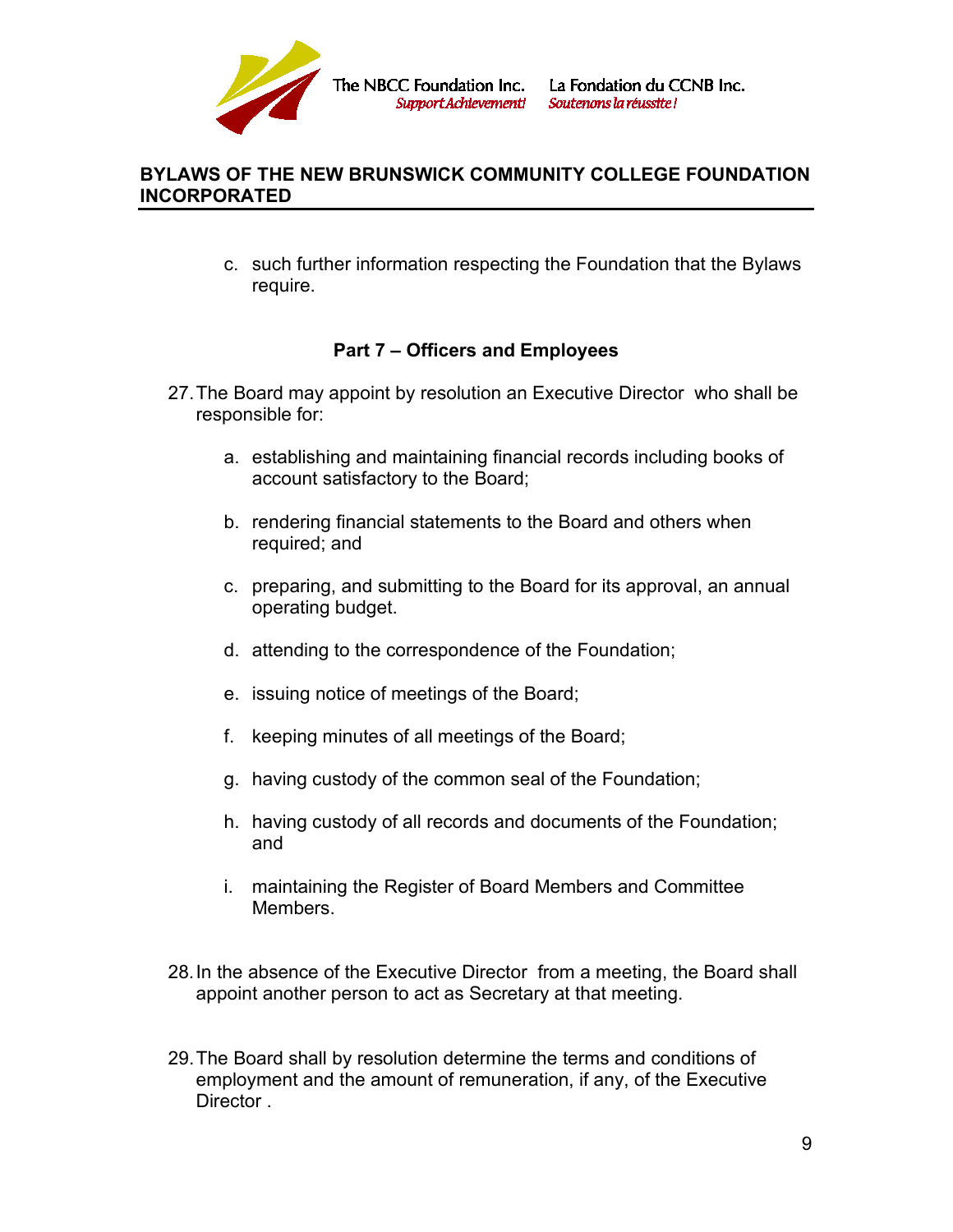c. such further information respecting the Foundation that the Bylaws require.

### Part 7 – Officers and Employees

27. The Board may appoint by resolution an Executive Director who shall be responsible for:

    a. establishing and maintaining financial records including books of account satisfactory to the Board;

    b. rendering financial statements to the Board and others when required; and

    c. preparing, and submitting to the Board for its approval, an annual operating budget.

    d. attending to the correspondence of the Foundation;

    e. issuing notice of meetings of the Board;

    f. keeping minutes of all meetings of the Board;

    g. having custody of the common seal of the Foundation;

    h. having custody of all records and documents of the Foundation; and

    i. maintaining the Register of Board Members and Committee Members.

28. In the absence of the Executive Director from a meeting, the Board shall appoint another person to act as Secretary at that meeting.

29. The Board shall by resolution determine the terms and conditions of employment and the amount of remuneration, if any, of the Executive Director .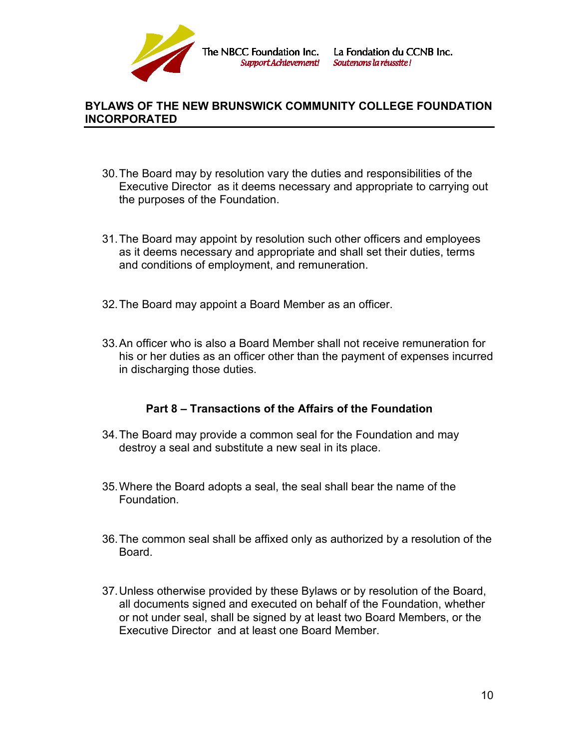30. The Board may by resolution vary the duties and responsibilities of the Executive Director as it deems necessary and appropriate to carrying out the purposes of the Foundation.

31. The Board may appoint by resolution such other officers and employees as it deems necessary and appropriate and shall set their duties, terms and conditions of employment, and remuneration.

32. The Board may appoint a Board Member as an officer.

33. An officer who is also a Board Member shall not receive remuneration for his or her duties as an officer other than the payment of expenses incurred in discharging those duties.

### Part 8 – Transactions of the Affairs of the Foundation

34. The Board may provide a common seal for the Foundation and may destroy a seal and substitute a new seal in its place.

35. Where the Board adopts a seal, the seal shall bear the name of the Foundation.

36. The common seal shall be affixed only as authorized by a resolution of the Board.

37. Unless otherwise provided by these Bylaws or by resolution of the Board, all documents signed and executed on behalf of the Foundation, whether or not under seal, shall be signed by at least two Board Members, or the Executive Director and at least one Board Member.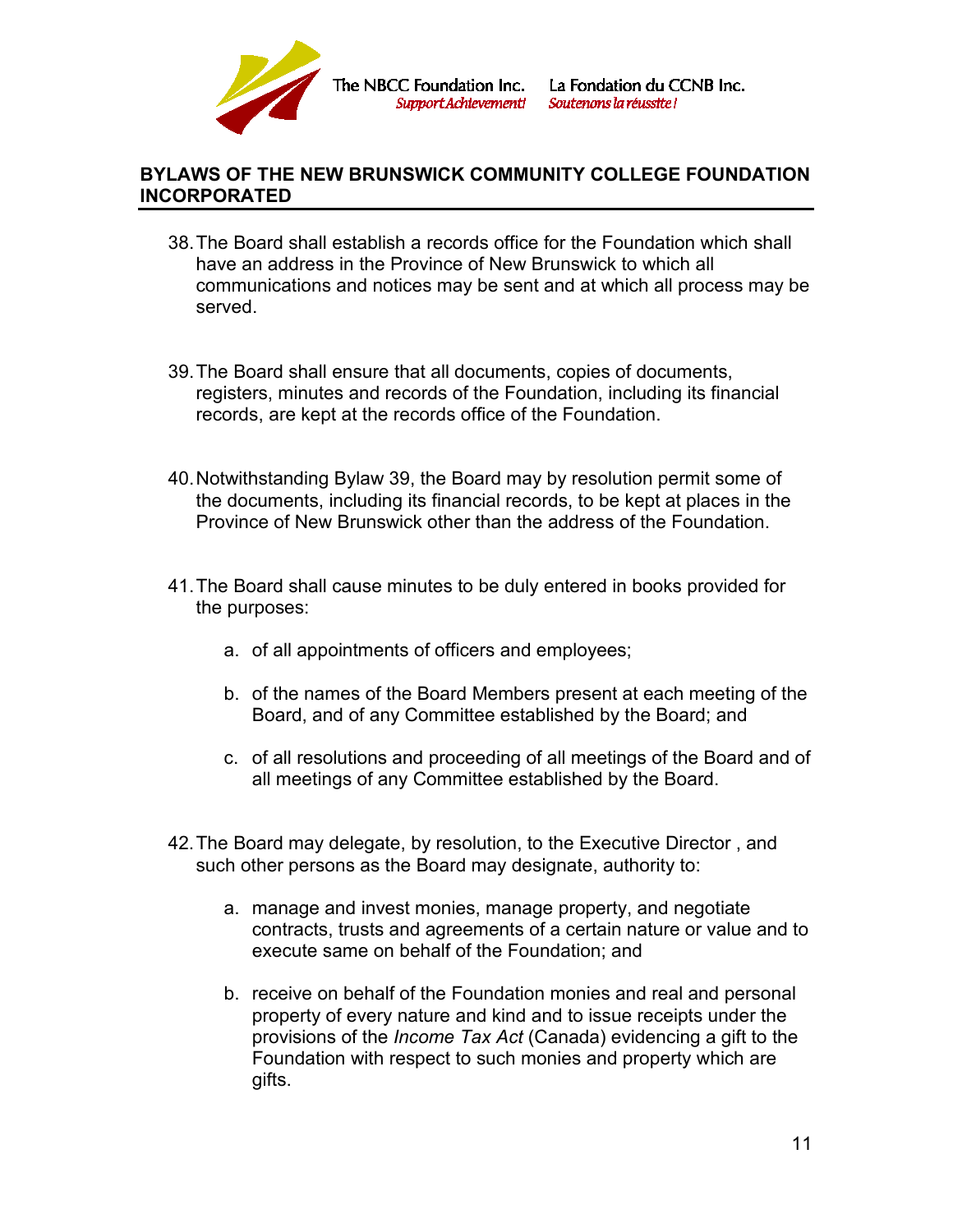38. The Board shall establish a records office for the Foundation which shall have an address in the Province of New Brunswick to which all communications and notices may be sent and at which all process may be served.

39. The Board shall ensure that all documents, copies of documents, registers, minutes and records of the Foundation, including its financial records, are kept at the records office of the Foundation.

40. Notwithstanding Bylaw 39, the Board may by resolution permit some of the documents, including its financial records, to be kept at places in the Province of New Brunswick other than the address of the Foundation.

41. The Board shall cause minutes to be duly entered in books provided for the purposes:

    a. of all appointments of officers and employees;

    b. of the names of the Board Members present at each meeting of the Board, and of any Committee established by the Board; and

    c. of all resolutions and proceeding of all meetings of the Board and of all meetings of any Committee established by the Board.

42. The Board may delegate, by resolution, to the Executive Director , and such other persons as the Board may designate, authority to:

    a. manage and invest monies, manage property, and negotiate contracts, trusts and agreements of a certain nature or value and to execute same on behalf of the Foundation; and

    b. receive on behalf of the Foundation monies and real and personal property of every nature and kind and to issue receipts under the provisions of the *Income Tax Act* (Canada) evidencing a gift to the Foundation with respect to such monies and property which are gifts.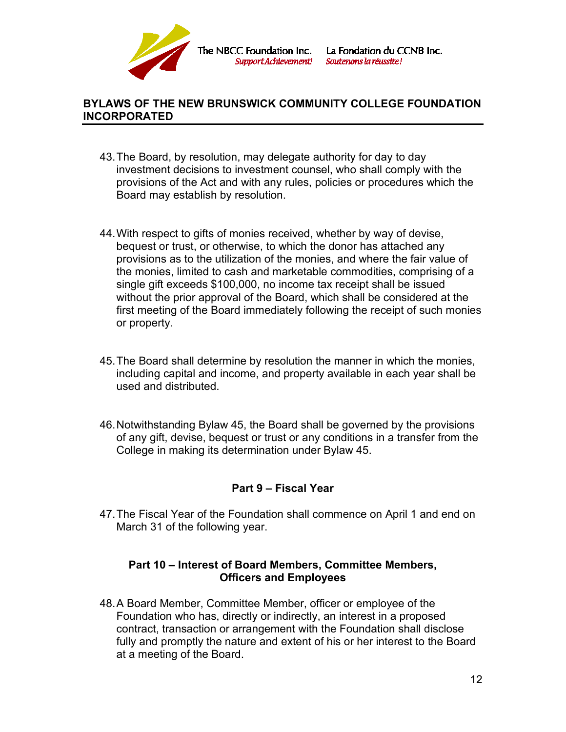43. The Board, by resolution, may delegate authority for day to day investment decisions to investment counsel, who shall comply with the provisions of the Act and with any rules, policies or procedures which the Board may establish by resolution.

44. With respect to gifts of monies received, whether by way of devise, bequest or trust, or otherwise, to which the donor has attached any provisions as to the utilization of the monies, and where the fair value of the monies, limited to cash and marketable commodities, comprising of a single gift exceeds $100,000, no income tax receipt shall be issued without the prior approval of the Board, which shall be considered at the first meeting of the Board immediately following the receipt of such monies or property.

45. The Board shall determine by resolution the manner in which the monies, including capital and income, and property available in each year shall be used and distributed.

46. Notwithstanding Bylaw 45, the Board shall be governed by the provisions of any gift, devise, bequest or trust or any conditions in a transfer from the College in making its determination under Bylaw 45.

## Part 9 – Fiscal Year

47. The Fiscal Year of the Foundation shall commence on April 1 and end on March 31 of the following year.

## Part 10 – Interest of Board Members, Committee Members, Officers and Employees

48. A Board Member, Committee Member, officer or employee of the Foundation who has, directly or indirectly, an interest in a proposed contract, transaction or arrangement with the Foundation shall disclose fully and promptly the nature and extent of his or her interest to the Board at a meeting of the Board.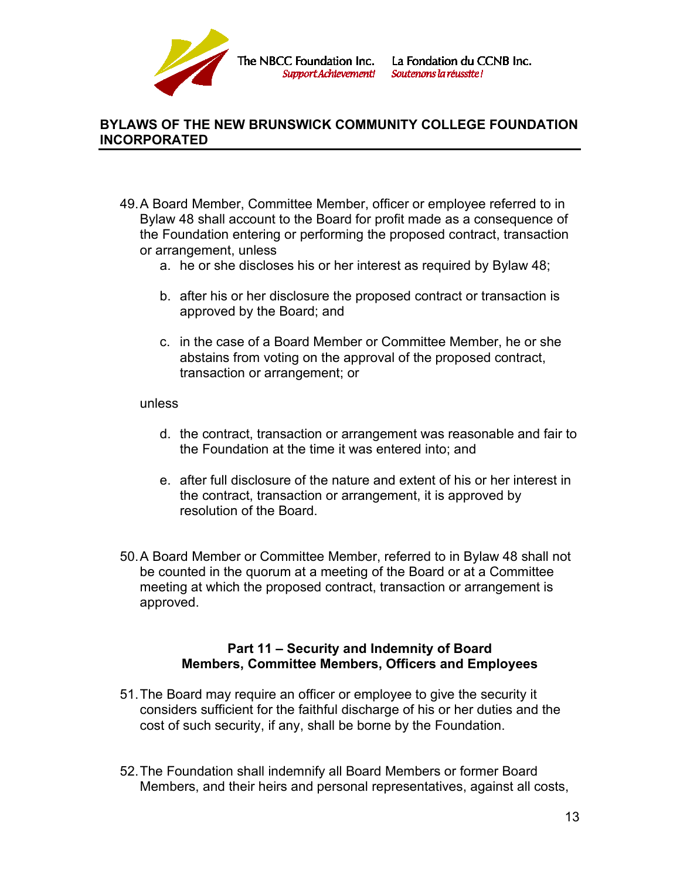49. A Board Member, Committee Member, officer or employee referred to in Bylaw 48 shall account to the Board for profit made as a consequence of the Foundation entering or performing the proposed contract, transaction or arrangement, unless
    a. he or she discloses his or her interest as required by Bylaw 48;

    b. after his or her disclosure the proposed contract or transaction is approved by the Board; and

    c. in the case of a Board Member or Committee Member, he or she abstains from voting on the approval of the proposed contract, transaction or arrangement; or

    unless

    d. the contract, transaction or arrangement was reasonable and fair to the Foundation at the time it was entered into; and

    e. after full disclosure of the nature and extent of his or her interest in the contract, transaction or arrangement, it is approved by resolution of the Board.

50. A Board Member or Committee Member, referred to in Bylaw 48 shall not be counted in the quorum at a meeting of the Board or at a Committee meeting at which the proposed contract, transaction or arrangement is approved.

### Part 11 – Security and Indemnity of Board Members, Committee Members, Officers and Employees

51. The Board may require an officer or employee to give the security it considers sufficient for the faithful discharge of his or her duties and the cost of such security, if any, shall be borne by the Foundation.

52. The Foundation shall indemnify all Board Members or former Board Members, and their heirs and personal representatives, against all costs,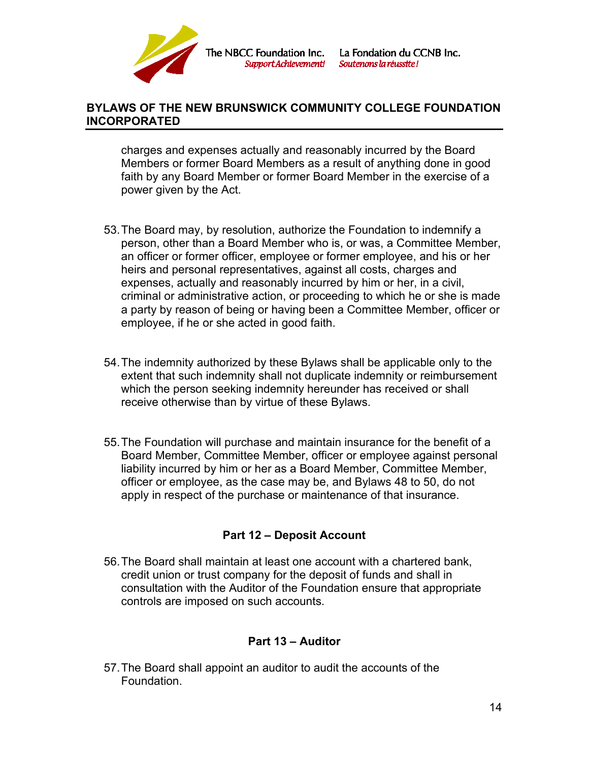charges and expenses actually and reasonably incurred by the Board Members or former Board Members as a result of anything done in good faith by any Board Member or former Board Member in the exercise of a power given by the Act.

53. The Board may, by resolution, authorize the Foundation to indemnify a person, other than a Board Member who is, or was, a Committee Member, an officer or former officer, employee or former employee, and his or her heirs and personal representatives, against all costs, charges and expenses, actually and reasonably incurred by him or her, in a civil, criminal or administrative action, or proceeding to which he or she is made a party by reason of being or having been a Committee Member, officer or employee, if he or she acted in good faith.

54. The indemnity authorized by these Bylaws shall be applicable only to the extent that such indemnity shall not duplicate indemnity or reimbursement which the person seeking indemnity hereunder has received or shall receive otherwise than by virtue of these Bylaws.

55. The Foundation will purchase and maintain insurance for the benefit of a Board Member, Committee Member, officer or employee against personal liability incurred by him or her as a Board Member, Committee Member, officer or employee, as the case may be, and Bylaws 48 to 50, do not apply in respect of the purchase or maintenance of that insurance.

## Part 12 – Deposit Account

56. The Board shall maintain at least one account with a chartered bank, credit union or trust company for the deposit of funds and shall in consultation with the Auditor of the Foundation ensure that appropriate controls are imposed on such accounts.

## Part 13 – Auditor

57. The Board shall appoint an auditor to audit the accounts of the Foundation.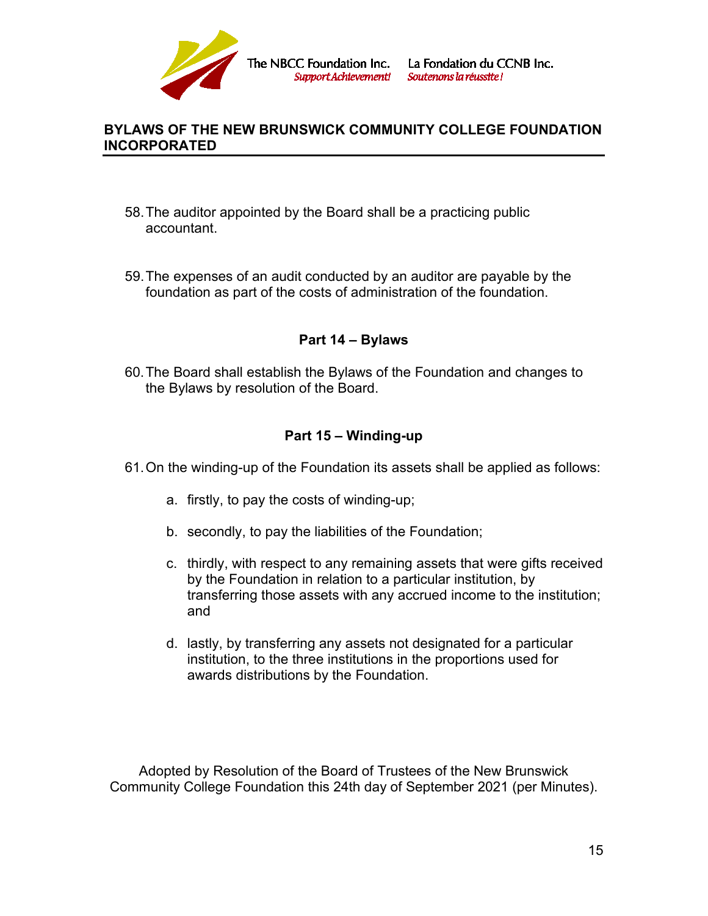58. The auditor appointed by the Board shall be a practicing public accountant.

59. The expenses of an audit conducted by an auditor are payable by the foundation as part of the costs of administration of the foundation.

## Part 14 – Bylaws

60. The Board shall establish the Bylaws of the Foundation and changes to the Bylaws by resolution of the Board.

## Part 15 – Winding-up

61. On the winding-up of the Foundation its assets shall be applied as follows:

    a. firstly, to pay the costs of winding-up;

    b. secondly, to pay the liabilities of the Foundation;

    c. thirdly, with respect to any remaining assets that were gifts received by the Foundation in relation to a particular institution, by transferring those assets with any accrued income to the institution; and

    d. lastly, by transferring any assets not designated for a particular institution, to the three institutions in the proportions used for awards distributions by the Foundation.

Adopted by Resolution of the Board of Trustees of the New Brunswick Community College Foundation this 24th day of September 2021 (per Minutes).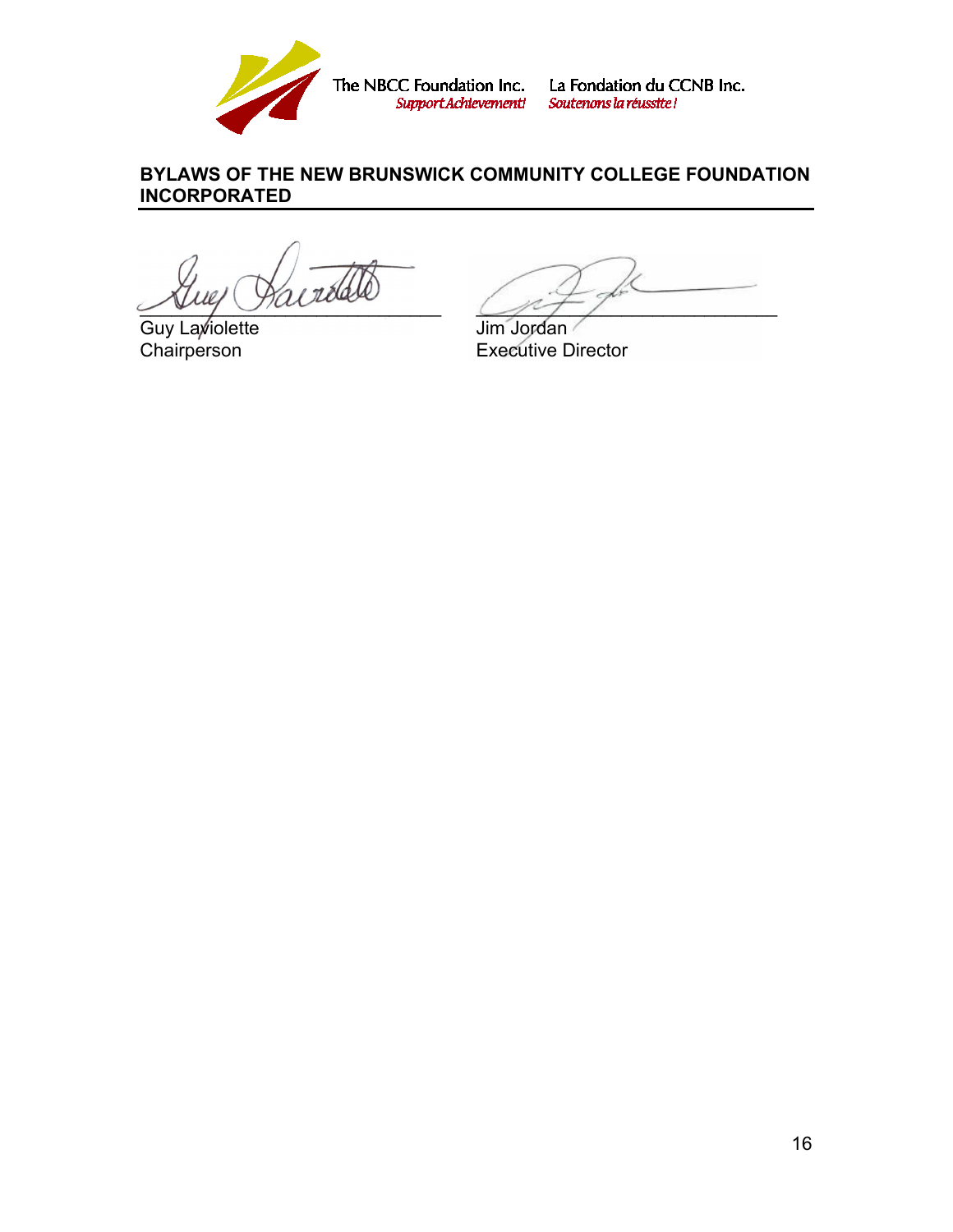The NBCC Foundation Inc. *Support Achievement!* La Fondation du CCNB Inc. *Soutenons la réussite !*

**BYLAWS OF THE NEW BRUNSWICK COMMUNITY COLLEGE FOUNDATION INCORPORATED**

| | |
|---|---|
| ______________________________ | ______________________________ |
| Guy Laviolette | Jim Jordan |
| Chairperson | Executive Director |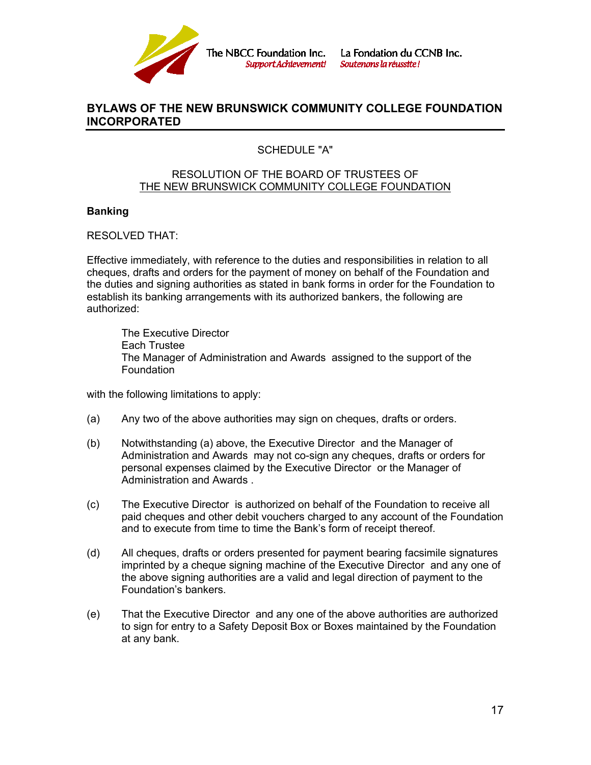## BYLAWS OF THE NEW BRUNSWICK COMMUNITY COLLEGE FOUNDATION INCORPORATED

SCHEDULE "A"

RESOLUTION OF THE BOARD OF TRUSTEES OF
THE NEW BRUNSWICK COMMUNITY COLLEGE FOUNDATION

**Banking**

RESOLVED THAT:

Effective immediately, with reference to the duties and responsibilities in relation to all cheques, drafts and orders for the payment of money on behalf of the Foundation and the duties and signing authorities as stated in bank forms in order for the Foundation to establish its banking arrangements with its authorized bankers, the following are authorized:

The Executive Director
Each Trustee
The Manager of Administration and Awards assigned to the support of the Foundation

with the following limitations to apply:

(a) Any two of the above authorities may sign on cheques, drafts or orders.

(b) Notwithstanding (a) above, the Executive Director and the Manager of Administration and Awards may not co-sign any cheques, drafts or orders for personal expenses claimed by the Executive Director or the Manager of Administration and Awards .

(c) The Executive Director is authorized on behalf of the Foundation to receive all paid cheques and other debit vouchers charged to any account of the Foundation and to execute from time to time the Bank's form of receipt thereof.

(d) All cheques, drafts or orders presented for payment bearing facsimile signatures imprinted by a cheque signing machine of the Executive Director and any one of the above signing authorities are a valid and legal direction of payment to the Foundation's bankers.

(e) That the Executive Director and any one of the above authorities are authorized to sign for entry to a Safety Deposit Box or Boxes maintained by the Foundation at any bank.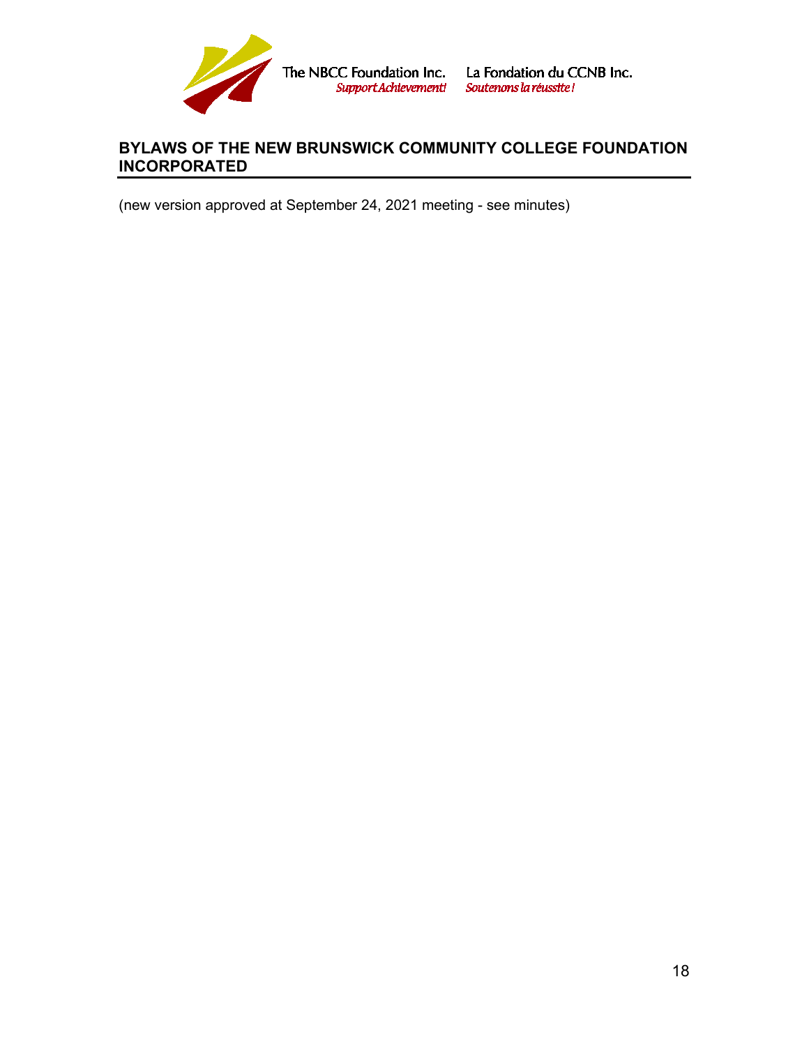The NBCC Foundation Inc. *Support Achievement!* La Fondation du CCNB Inc. *Soutenons la réussite !*

## BYLAWS OF THE NEW BRUNSWICK COMMUNITY COLLEGE FOUNDATION INCORPORATED

(new version approved at September 24, 2021 meeting - see minutes)